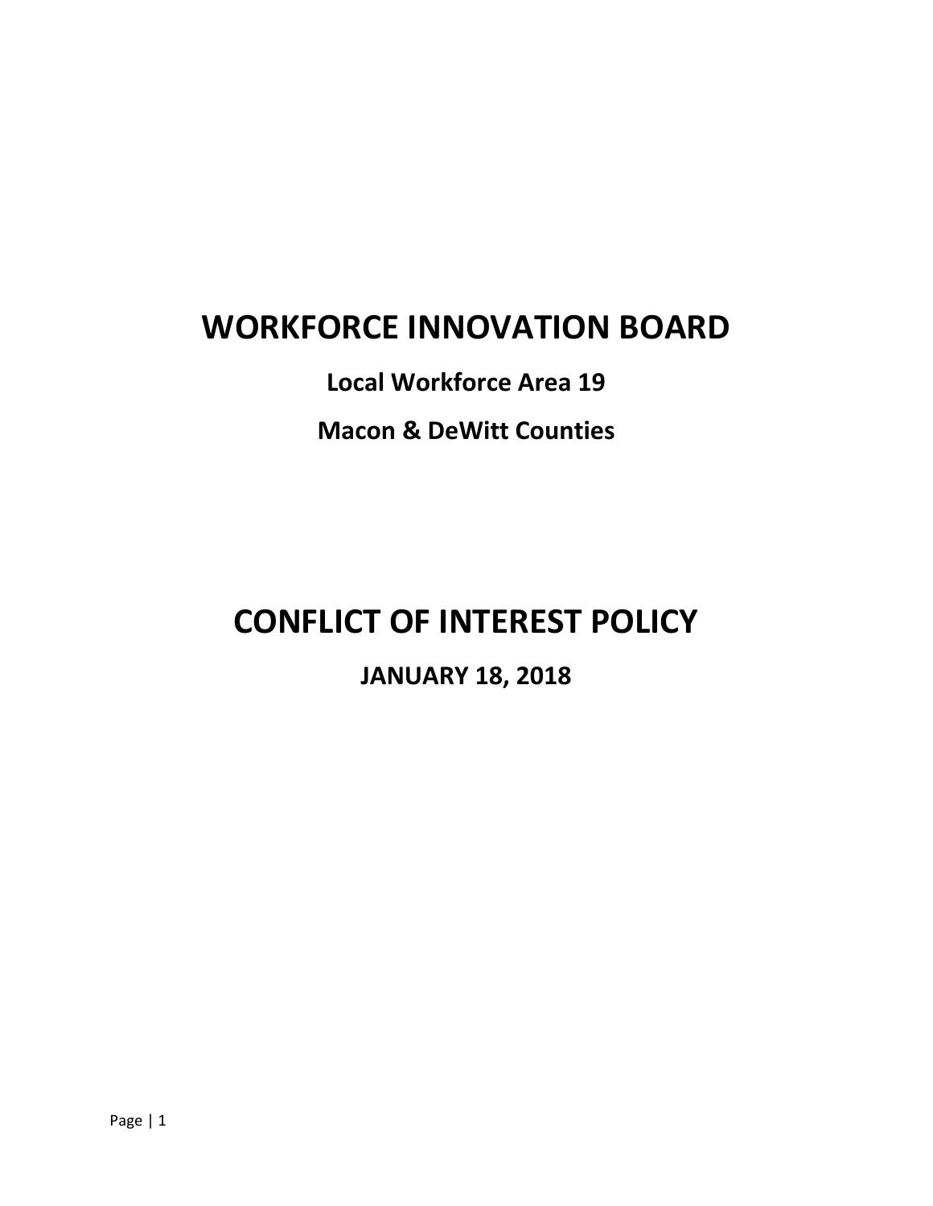# WORKFORCE INNOVATION BOARD

## Local Workforce Area 19

## Macon & DeWitt Counties

# CONFLICT OF INTEREST POLICY

## JANUARY 18, 2018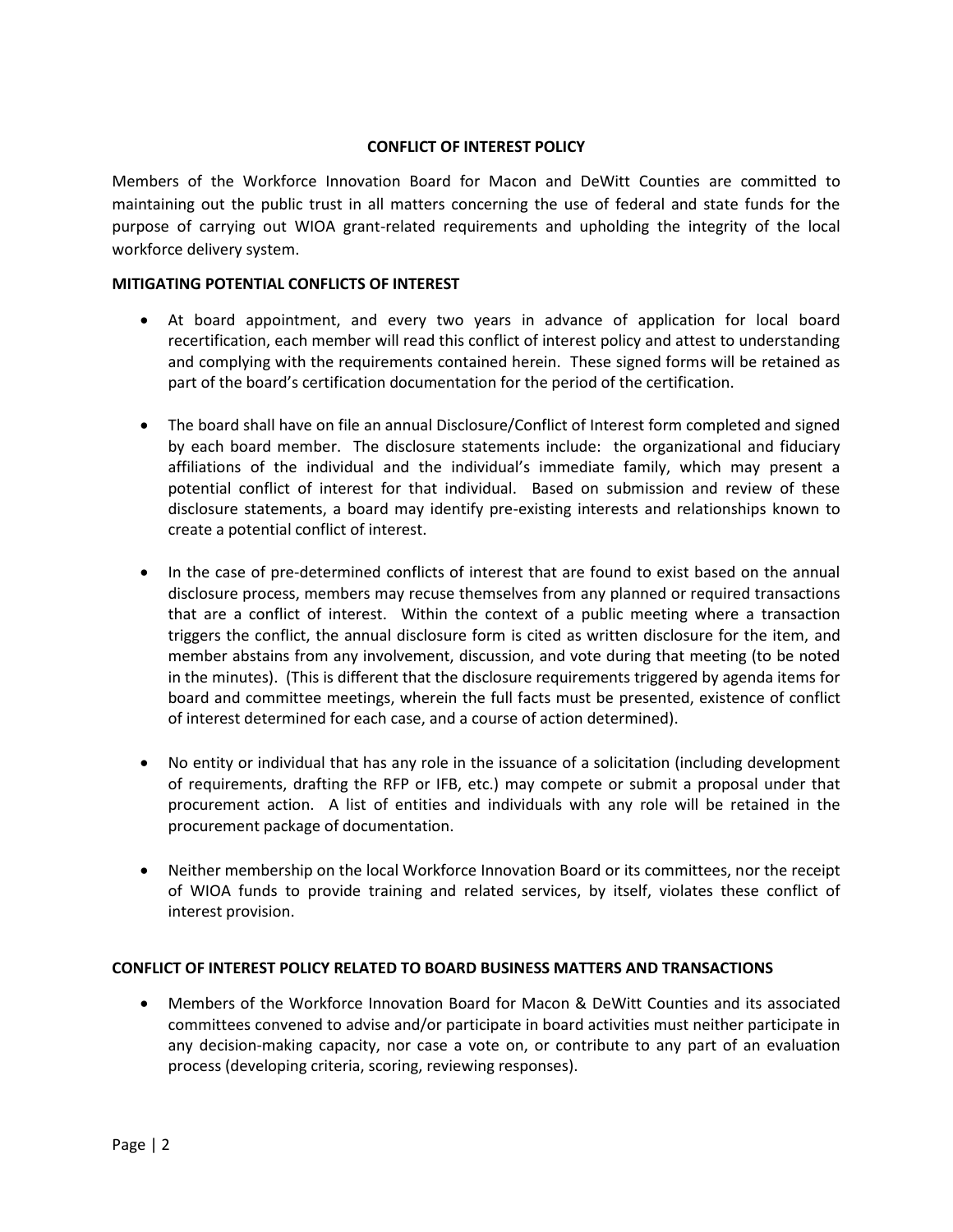**CONFLICT OF INTEREST POLICY**

Members of the Workforce Innovation Board for Macon and DeWitt Counties are committed to maintaining out the public trust in all matters concerning the use of federal and state funds for the purpose of carrying out WIOA grant-related requirements and upholding the integrity of the local workforce delivery system.

**MITIGATING POTENTIAL CONFLICTS OF INTEREST**

- At board appointment, and every two years in advance of application for local board recertification, each member will read this conflict of interest policy and attest to understanding and complying with the requirements contained herein. These signed forms will be retained as part of the board's certification documentation for the period of the certification.

- The board shall have on file an annual Disclosure/Conflict of Interest form completed and signed by each board member. The disclosure statements include: the organizational and fiduciary affiliations of the individual and the individual's immediate family, which may present a potential conflict of interest for that individual. Based on submission and review of these disclosure statements, a board may identify pre-existing interests and relationships known to create a potential conflict of interest.

- In the case of pre-determined conflicts of interest that are found to exist based on the annual disclosure process, members may recuse themselves from any planned or required transactions that are a conflict of interest. Within the context of a public meeting where a transaction triggers the conflict, the annual disclosure form is cited as written disclosure for the item, and member abstains from any involvement, discussion, and vote during that meeting (to be noted in the minutes). (This is different that the disclosure requirements triggered by agenda items for board and committee meetings, wherein the full facts must be presented, existence of conflict of interest determined for each case, and a course of action determined).

- No entity or individual that has any role in the issuance of a solicitation (including development of requirements, drafting the RFP or IFB, etc.) may compete or submit a proposal under that procurement action. A list of entities and individuals with any role will be retained in the procurement package of documentation.

- Neither membership on the local Workforce Innovation Board or its committees, nor the receipt of WIOA funds to provide training and related services, by itself, violates these conflict of interest provision.

**CONFLICT OF INTEREST POLICY RELATED TO BOARD BUSINESS MATTERS AND TRANSACTIONS**

- Members of the Workforce Innovation Board for Macon & DeWitt Counties and its associated committees convened to advise and/or participate in board activities must neither participate in any decision-making capacity, nor case a vote on, or contribute to any part of an evaluation process (developing criteria, scoring, reviewing responses).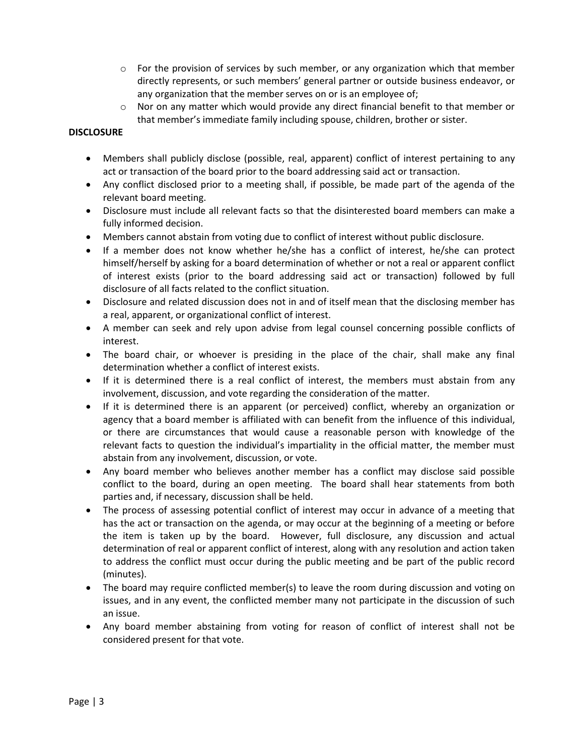- For the provision of services by such member, or any organization which that member directly represents, or such members' general partner or outside business endeavor, or any organization that the member serves on or is an employee of;
    - Nor on any matter which would provide any direct financial benefit to that member or that member's immediate family including spouse, children, brother or sister.

**DISCLOSURE**

- Members shall publicly disclose (possible, real, apparent) conflict of interest pertaining to any act or transaction of the board prior to the board addressing said act or transaction.
- Any conflict disclosed prior to a meeting shall, if possible, be made part of the agenda of the relevant board meeting.
- Disclosure must include all relevant facts so that the disinterested board members can make a fully informed decision.
- Members cannot abstain from voting due to conflict of interest without public disclosure.
- If a member does not know whether he/she has a conflict of interest, he/she can protect himself/herself by asking for a board determination of whether or not a real or apparent conflict of interest exists (prior to the board addressing said act or transaction) followed by full disclosure of all facts related to the conflict situation.
- Disclosure and related discussion does not in and of itself mean that the disclosing member has a real, apparent, or organizational conflict of interest.
- A member can seek and rely upon advise from legal counsel concerning possible conflicts of interest.
- The board chair, or whoever is presiding in the place of the chair, shall make any final determination whether a conflict of interest exists.
- If it is determined there is a real conflict of interest, the members must abstain from any involvement, discussion, and vote regarding the consideration of the matter.
- If it is determined there is an apparent (or perceived) conflict, whereby an organization or agency that a board member is affiliated with can benefit from the influence of this individual, or there are circumstances that would cause a reasonable person with knowledge of the relevant facts to question the individual's impartiality in the official matter, the member must abstain from any involvement, discussion, or vote.
- Any board member who believes another member has a conflict may disclose said possible conflict to the board, during an open meeting. The board shall hear statements from both parties and, if necessary, discussion shall be held.
- The process of assessing potential conflict of interest may occur in advance of a meeting that has the act or transaction on the agenda, or may occur at the beginning of a meeting or before the item is taken up by the board. However, full disclosure, any discussion and actual determination of real or apparent conflict of interest, along with any resolution and action taken to address the conflict must occur during the public meeting and be part of the public record (minutes).
- The board may require conflicted member(s) to leave the room during discussion and voting on issues, and in any event, the conflicted member many not participate in the discussion of such an issue.
- Any board member abstaining from voting for reason of conflict of interest shall not be considered present for that vote.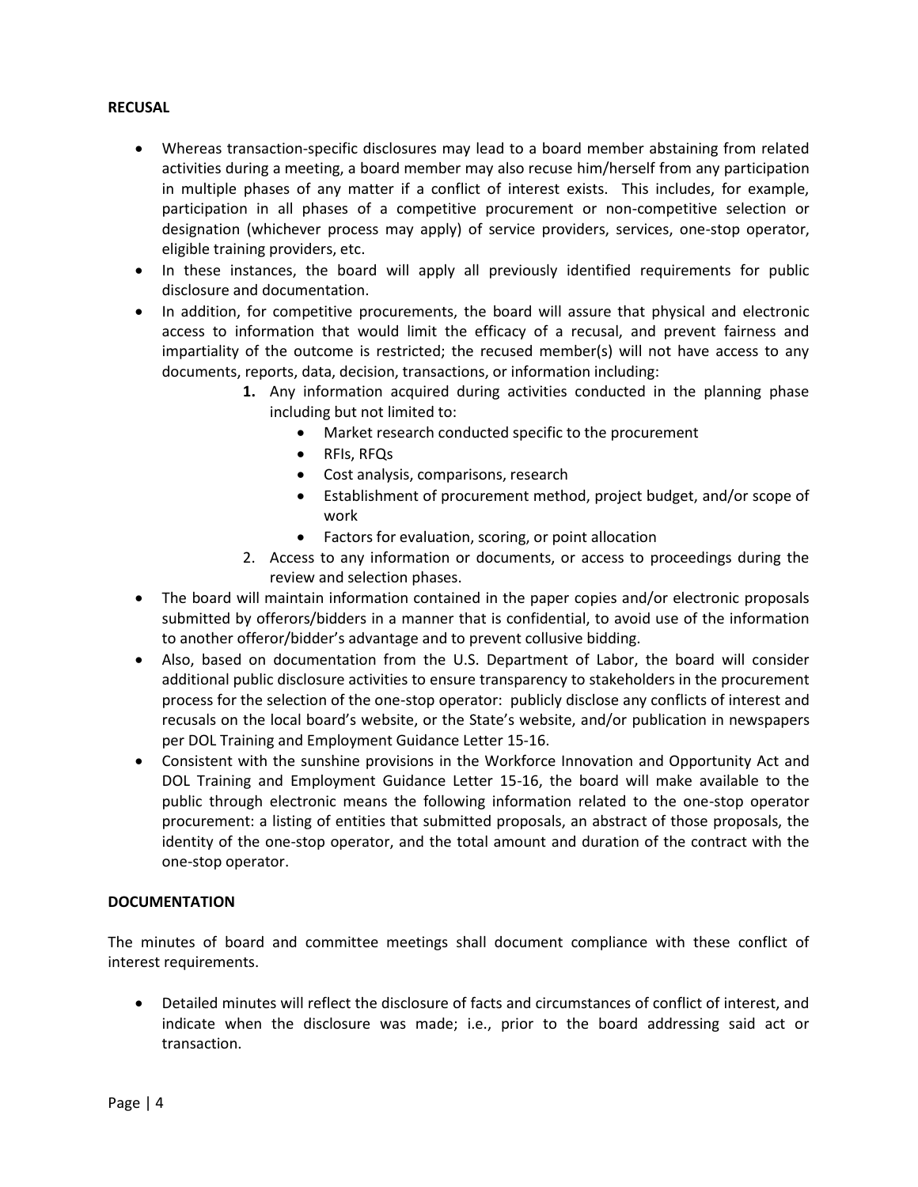**RECUSAL**

- Whereas transaction-specific disclosures may lead to a board member abstaining from related activities during a meeting, a board member may also recuse him/herself from any participation in multiple phases of any matter if a conflict of interest exists. This includes, for example, participation in all phases of a competitive procurement or non-competitive selection or designation (whichever process may apply) of service providers, services, one-stop operator, eligible training providers, etc.
- In these instances, the board will apply all previously identified requirements for public disclosure and documentation.
- In addition, for competitive procurements, the board will assure that physical and electronic access to information that would limit the efficacy of a recusal, and prevent fairness and impartiality of the outcome is restricted; the recused member(s) will not have access to any documents, reports, data, decision, transactions, or information including:
    1. Any information acquired during activities conducted in the planning phase including but not limited to:
        - Market research conducted specific to the procurement
        - RFIs, RFQs
        - Cost analysis, comparisons, research
        - Establishment of procurement method, project budget, and/or scope of work
        - Factors for evaluation, scoring, or point allocation
    2. Access to any information or documents, or access to proceedings during the review and selection phases.
- The board will maintain information contained in the paper copies and/or electronic proposals submitted by offerors/bidders in a manner that is confidential, to avoid use of the information to another offeror/bidder's advantage and to prevent collusive bidding.
- Also, based on documentation from the U.S. Department of Labor, the board will consider additional public disclosure activities to ensure transparency to stakeholders in the procurement process for the selection of the one-stop operator: publicly disclose any conflicts of interest and recusals on the local board's website, or the State's website, and/or publication in newspapers per DOL Training and Employment Guidance Letter 15-16.
- Consistent with the sunshine provisions in the Workforce Innovation and Opportunity Act and DOL Training and Employment Guidance Letter 15-16, the board will make available to the public through electronic means the following information related to the one-stop operator procurement: a listing of entities that submitted proposals, an abstract of those proposals, the identity of the one-stop operator, and the total amount and duration of the contract with the one-stop operator.

**DOCUMENTATION**

The minutes of board and committee meetings shall document compliance with these conflict of interest requirements.

- Detailed minutes will reflect the disclosure of facts and circumstances of conflict of interest, and indicate when the disclosure was made; i.e., prior to the board addressing said act or transaction.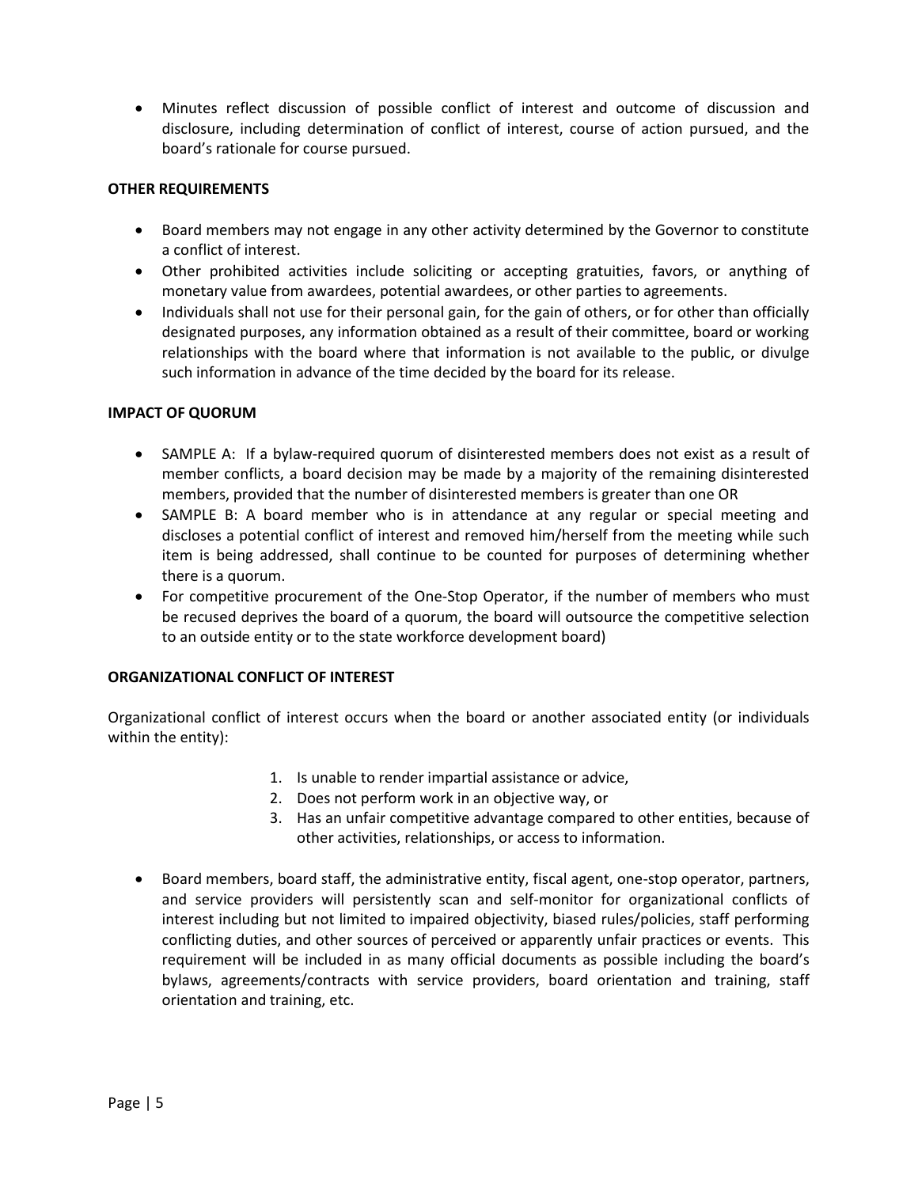- Minutes reflect discussion of possible conflict of interest and outcome of discussion and disclosure, including determination of conflict of interest, course of action pursued, and the board's rationale for course pursued.

**OTHER REQUIREMENTS**

- Board members may not engage in any other activity determined by the Governor to constitute a conflict of interest.
- Other prohibited activities include soliciting or accepting gratuities, favors, or anything of monetary value from awardees, potential awardees, or other parties to agreements.
- Individuals shall not use for their personal gain, for the gain of others, or for other than officially designated purposes, any information obtained as a result of their committee, board or working relationships with the board where that information is not available to the public, or divulge such information in advance of the time decided by the board for its release.

**IMPACT OF QUORUM**

- SAMPLE A: If a bylaw-required quorum of disinterested members does not exist as a result of member conflicts, a board decision may be made by a majority of the remaining disinterested members, provided that the number of disinterested members is greater than one OR
- SAMPLE B: A board member who is in attendance at any regular or special meeting and discloses a potential conflict of interest and removed him/herself from the meeting while such item is being addressed, shall continue to be counted for purposes of determining whether there is a quorum.
- For competitive procurement of the One-Stop Operator, if the number of members who must be recused deprives the board of a quorum, the board will outsource the competitive selection to an outside entity or to the state workforce development board)

**ORGANIZATIONAL CONFLICT OF INTEREST**

Organizational conflict of interest occurs when the board or another associated entity (or individuals within the entity):

1. Is unable to render impartial assistance or advice,
2. Does not perform work in an objective way, or
3. Has an unfair competitive advantage compared to other entities, because of other activities, relationships, or access to information.

- Board members, board staff, the administrative entity, fiscal agent, one-stop operator, partners, and service providers will persistently scan and self-monitor for organizational conflicts of interest including but not limited to impaired objectivity, biased rules/policies, staff performing conflicting duties, and other sources of perceived or apparently unfair practices or events. This requirement will be included in as many official documents as possible including the board's bylaws, agreements/contracts with service providers, board orientation and training, staff orientation and training, etc.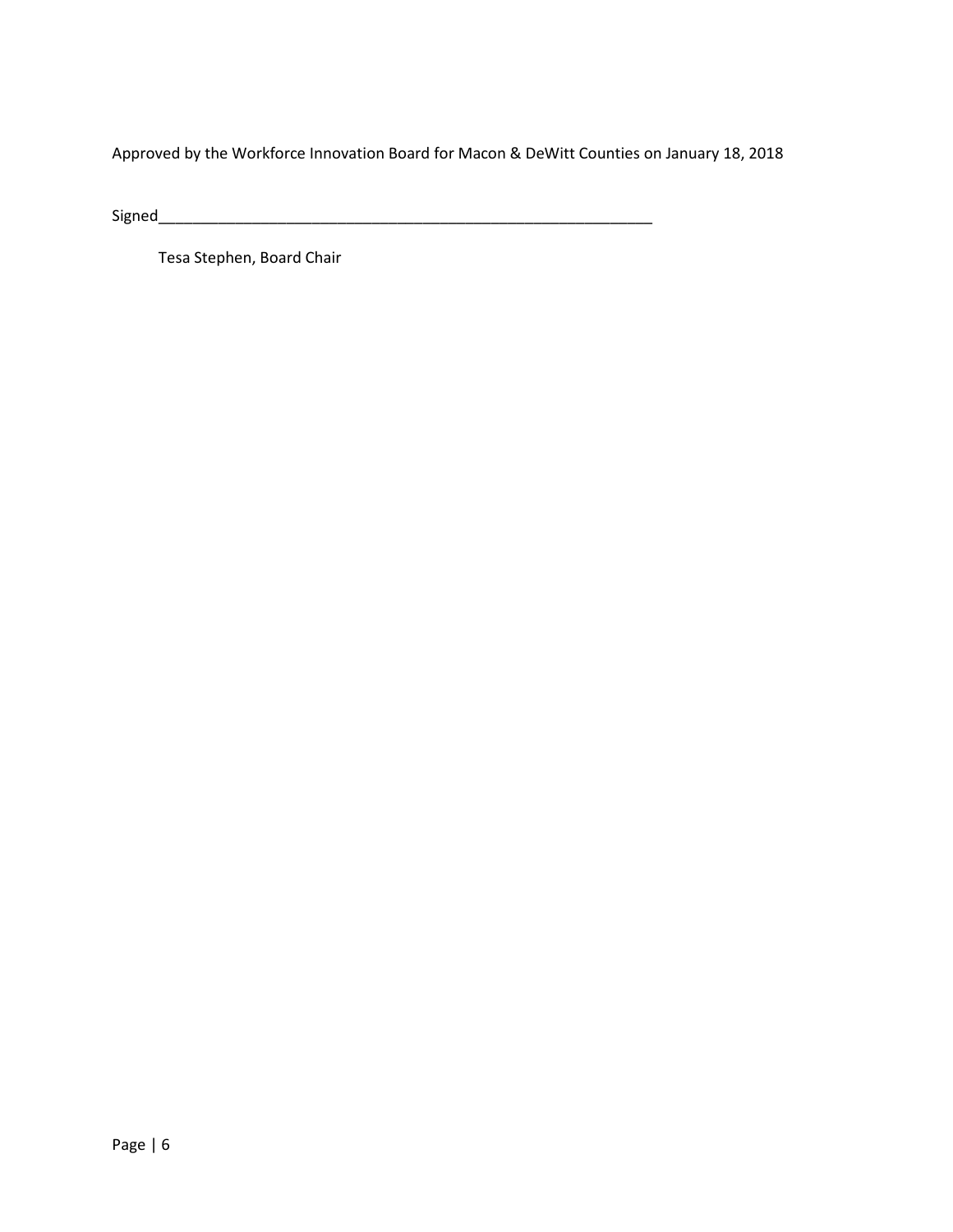Approved by the Workforce Innovation Board for Macon & DeWitt Counties on January 18, 2018

Signed____________________________________________________________

Tesa Stephen, Board Chair